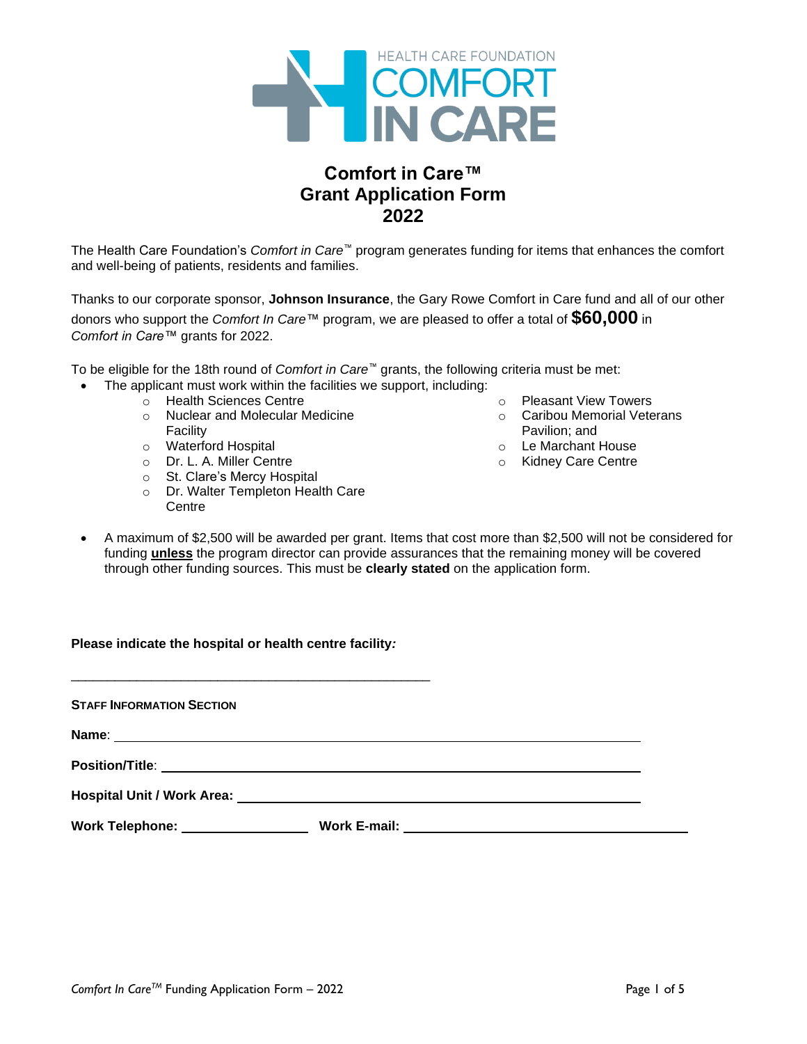# Comfort in Care™
# Grant Application Form
# 2022

The Health Care Foundation's *Comfort in Care*™ program generates funding for items that enhances the comfort and well-being of patients, residents and families.

Thanks to our corporate sponsor, **Johnson Insurance**, the Gary Rowe Comfort in Care fund and all of our other donors who support the *Comfort In Care*™ program, we are pleased to offer a total of **$60,000** in *Comfort in Care*™ grants for 2022.

To be eligible for the 18th round of *Comfort in Care*™ grants, the following criteria must be met:

- The applicant must work within the facilities we support, including:
  - Health Sciences Centre
  - Nuclear and Molecular Medicine Facility
  - Waterford Hospital
  - Dr. L. A. Miller Centre
  - St. Clare's Mercy Hospital
  - Dr. Walter Templeton Health Care Centre
  - Pleasant View Towers
  - Caribou Memorial Veterans Pavilion; and
  - Le Marchant House
  - Kidney Care Centre
- A maximum of $2,500 will be awarded per grant. Items that cost more than $2,500 will not be considered for funding **unless** the program director can provide assurances that the remaining money will be covered through other funding sources. This must be **clearly stated** on the application form.

**Please indicate the hospital or health centre facility*:***

______________________________________________

**STAFF INFORMATION SECTION**

**Name**: ______________________________________________

**Position/Title**: ______________________________________________

**Hospital Unit / Work Area:** ______________________________________________

**Work Telephone:** ____________________ **Work E-mail:** ______________________________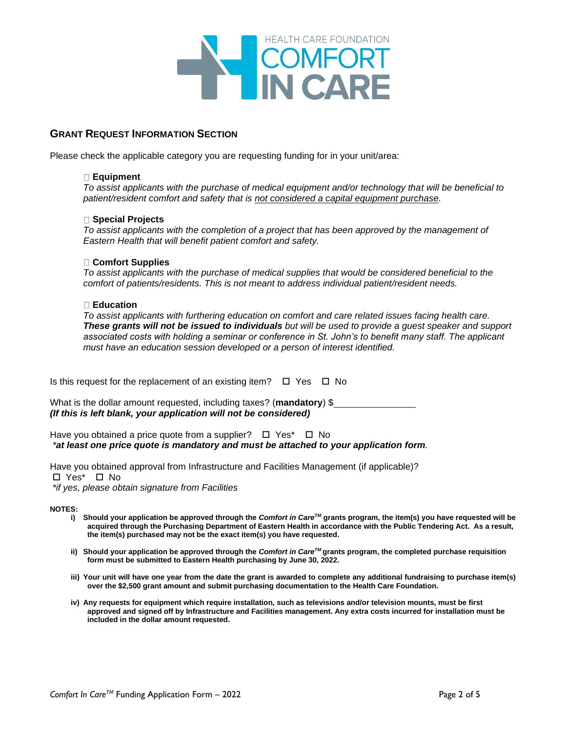HEALTH CARE FOUNDATION
COMFORT IN CARE

## Grant Request Information Section

Please check the applicable category you are requesting funding for in your unit/area:

☐ **Equipment**
*To assist applicants with the purchase of medical equipment and/or technology that will be beneficial to patient/resident comfort and safety that is not considered a capital equipment purchase.*

☐ **Special Projects**
*To assist applicants with the completion of a project that has been approved by the management of Eastern Health that will benefit patient comfort and safety.*

☐ **Comfort Supplies**
*To assist applicants with the purchase of medical supplies that would be considered beneficial to the comfort of patients/residents. This is not meant to address individual patient/resident needs.*

☐ **Education**
*To assist applicants with furthering education on comfort and care related issues facing health care.* ***These grants will not be issued to individuals*** *but will be used to provide a guest speaker and support associated costs with holding a seminar or conference in St. John's to benefit many staff. The applicant must have an education session developed or a person of interest identified.*

Is this request for the replacement of an existing item? ☐ Yes ☐ No

What is the dollar amount requested, including taxes? (**mandatory**) $________________
***(If this is left blank, your application will not be considered)***

Have you obtained a price quote from a supplier? ☐ Yes* ☐ No
*\*at least one price quote is mandatory and must be attached to your application form.*

Have you obtained approval from Infrastructure and Facilities Management (if applicable)?
☐ Yes* ☐ No
*\*if yes, please obtain signature from Facilities*

**NOTES:**

- **i) Should your application be approved through the *Comfort in Care™* grants program, the item(s) you have requested will be acquired through the Purchasing Department of Eastern Health in accordance with the Public Tendering Act. As a result, the item(s) purchased may not be the exact item(s) you have requested.**
- **ii) Should your application be approved through the *Comfort in Care™* grants program, the completed purchase requisition form must be submitted to Eastern Health purchasing by June 30, 2022.**
- **iii) Your unit will have one year from the date the grant is awarded to complete any additional fundraising to purchase item(s) over the $2,500 grant amount and submit purchasing documentation to the Health Care Foundation.**
- **iv) Any requests for equipment which require installation, such as televisions and/or television mounts, must be first approved and signed off by Infrastructure and Facilities management. Any extra costs incurred for installation must be included in the dollar amount requested.**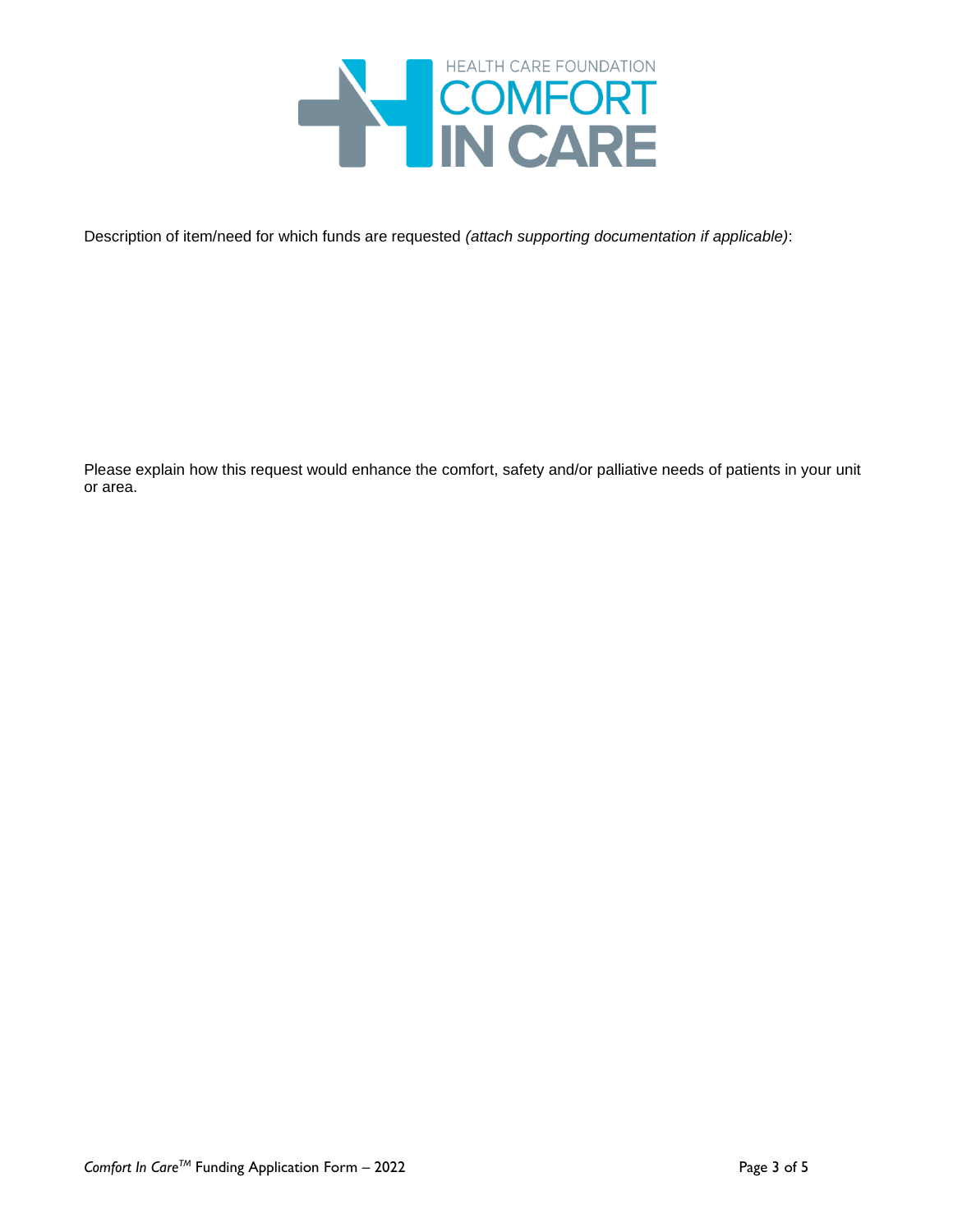Description of item/need for which funds are requested *(attach supporting documentation if applicable)*:

Please explain how this request would enhance the comfort, safety and/or palliative needs of patients in your unit or area.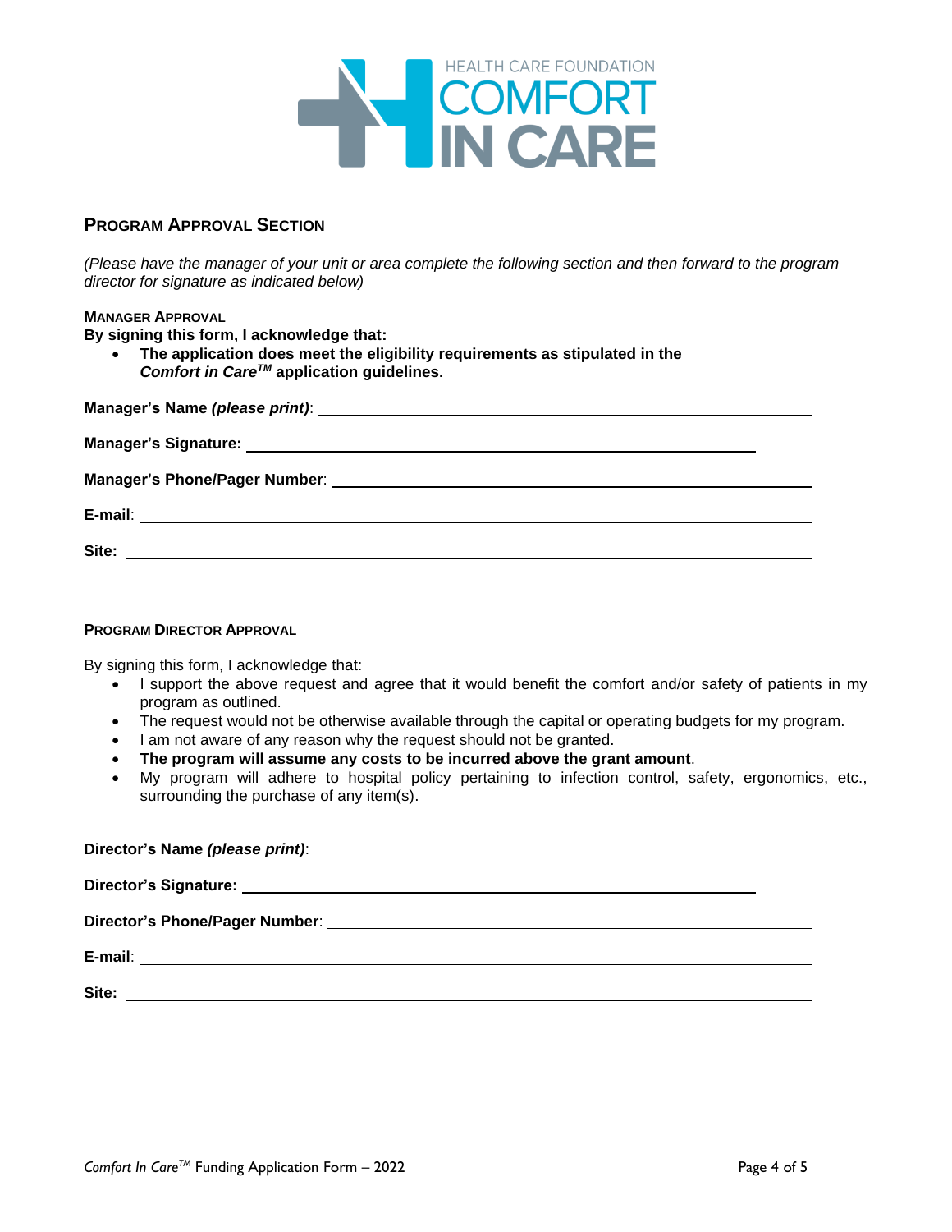HEALTH CARE FOUNDATION COMFORT IN CARE

## PROGRAM APPROVAL SECTION

*(Please have the manager of your unit or area complete the following section and then forward to the program director for signature as indicated below)*

### MANAGER APPROVAL

**By signing this form, I acknowledge that:**

- **The application does meet the eligibility requirements as stipulated in the *Comfort in Care™* application guidelines.**

**Manager's Name *(please print)***: ______________________________

**Manager's Signature:** ______________________________

**Manager's Phone/Pager Number**: ______________________________

**E-mail**: ______________________________

**Site:** ______________________________

### PROGRAM DIRECTOR APPROVAL

By signing this form, I acknowledge that:

- I support the above request and agree that it would benefit the comfort and/or safety of patients in my program as outlined.
- The request would not be otherwise available through the capital or operating budgets for my program.
- I am not aware of any reason why the request should not be granted.
- **The program will assume any costs to be incurred above the grant amount**.
- My program will adhere to hospital policy pertaining to infection control, safety, ergonomics, etc., surrounding the purchase of any item(s).

**Director's Name *(please print)***: ______________________________

**Director's Signature:** ______________________________

**Director's Phone/Pager Number**: ______________________________

**E-mail**: ______________________________

**Site:** ______________________________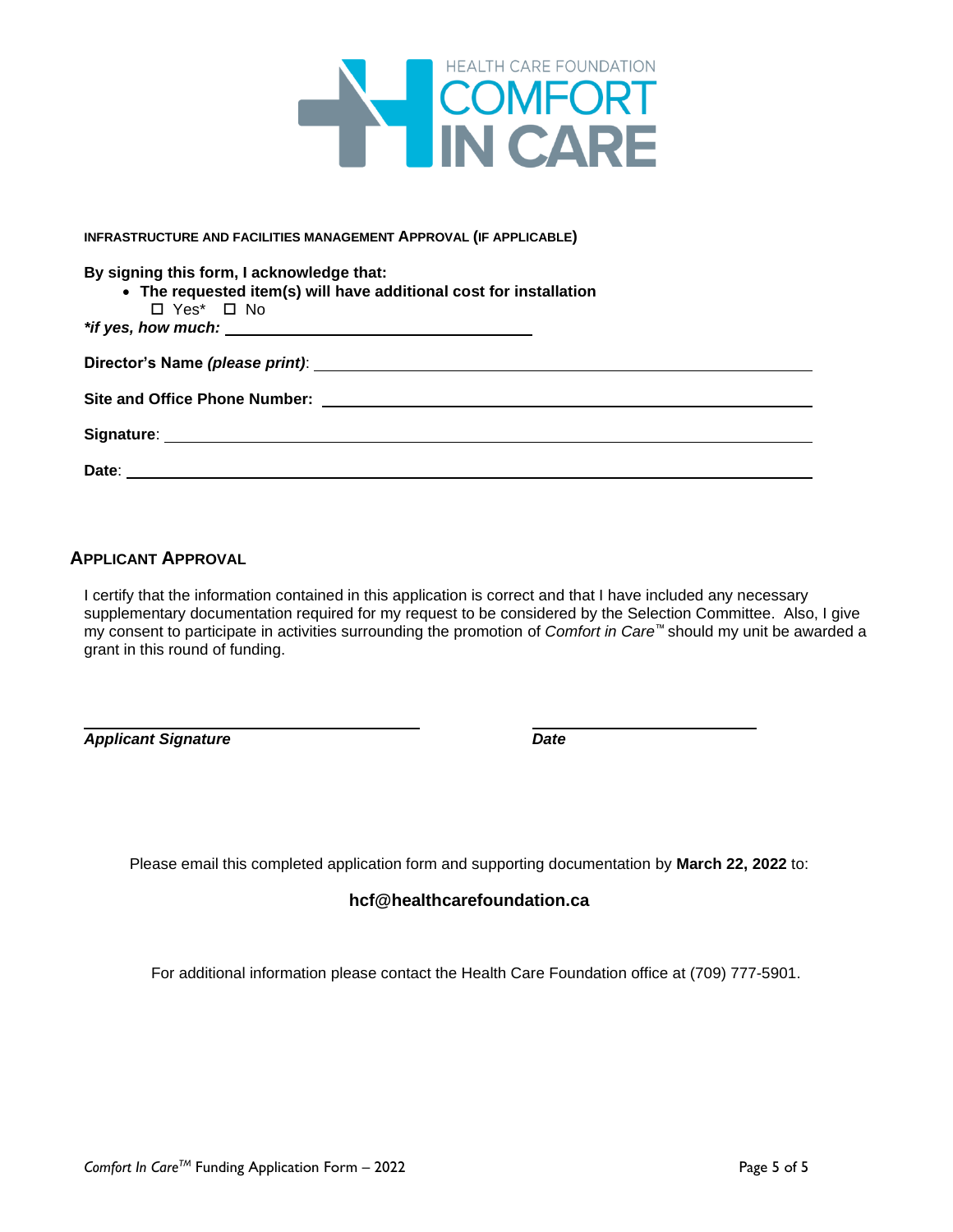HEALTH CARE FOUNDATION
COMFORT
IN CARE

#### INFRASTRUCTURE AND FACILITIES MANAGEMENT APPROVAL (IF APPLICABLE)

**By signing this form, I acknowledge that:**

- **The requested item(s) will have additional cost for installation**

  ☐ Yes* ☐ No

***if yes, how much:** ______________________

**Director's Name *(please print)*:** ______________________

**Site and Office Phone Number:** ______________________

**Signature**: ______________________

**Date**: ______________________

## APPLICANT APPROVAL

I certify that the information contained in this application is correct and that I have included any necessary supplementary documentation required for my request to be considered by the Selection Committee. Also, I give my consent to participate in activities surrounding the promotion of *Comfort in Care*™ should my unit be awarded a grant in this round of funding.

______________________ ______________________

***Applicant Signature*** ***Date***

Please email this completed application form and supporting documentation by **March 22, 2022** to:

**hcf@healthcarefoundation.ca**

For additional information please contact the Health Care Foundation office at (709) 777-5901.